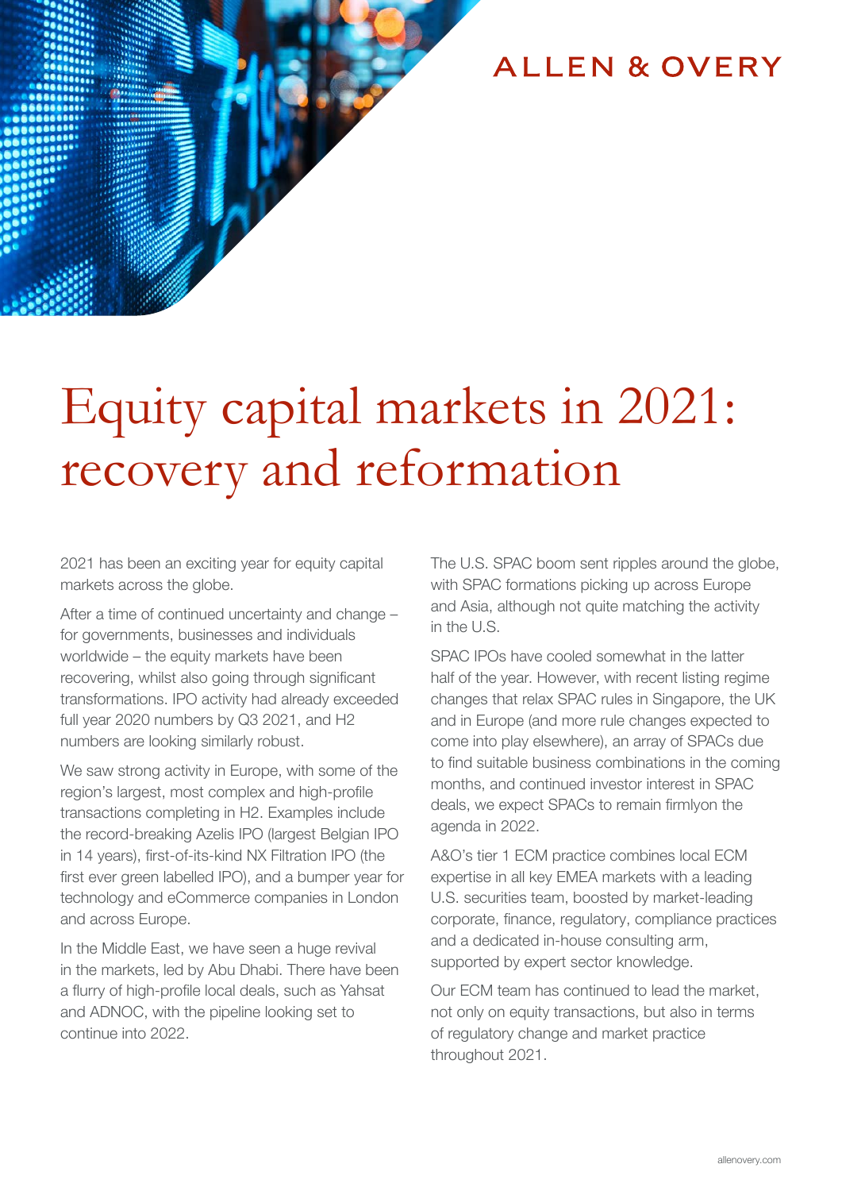ALLEN & OVERY

# Equity capital markets in 2021: recovery and reformation

2021 has been an exciting year for equity capital markets across the globe.

After a time of continued uncertainty and change – for governments, businesses and individuals worldwide – the equity markets have been recovering, whilst also going through significant transformations. IPO activity had already exceeded full year 2020 numbers by Q3 2021, and H2 numbers are looking similarly robust.

We saw strong activity in Europe, with some of the region's largest, most complex and high-profile transactions completing in H2. Examples include the record-breaking Azelis IPO (largest Belgian IPO in 14 years), first-of-its-kind NX Filtration IPO (the first ever green labelled IPO), and a bumper year for technology and eCommerce companies in London and across Europe.

In the Middle East, we have seen a huge revival in the markets, led by Abu Dhabi. There have been a flurry of high-profile local deals, such as Yahsat and ADNOC, with the pipeline looking set to continue into 2022.

The U.S. SPAC boom sent ripples around the globe, with SPAC formations picking up across Europe and Asia, although not quite matching the activity in the U.S.

SPAC IPOs have cooled somewhat in the latter half of the year. However, with recent listing regime changes that relax SPAC rules in Singapore, the UK and in Europe (and more rule changes expected to come into play elsewhere), an array of SPACs due to find suitable business combinations in the coming months, and continued investor interest in SPAC deals, we expect SPACs to remain firmlyon the agenda in 2022.

A&O's tier 1 ECM practice combines local ECM expertise in all key EMEA markets with a leading U.S. securities team, boosted by market-leading corporate, finance, regulatory, compliance practices and a dedicated in-house consulting arm, supported by expert sector knowledge.

Our ECM team has continued to lead the market, not only on equity transactions, but also in terms of regulatory change and market practice throughout 2021.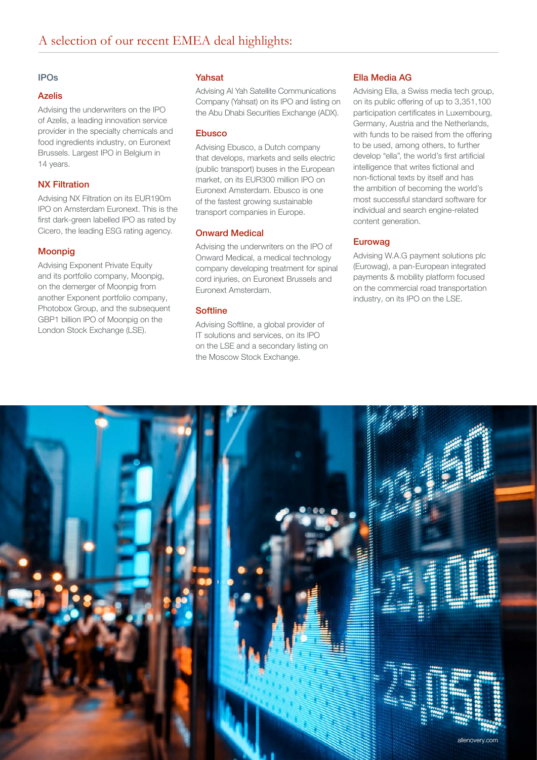# A selection of our recent EMEA deal highlights:

## IPOs

### Azelis

Advising the underwriters on the IPO of Azelis, a leading innovation service provider in the specialty chemicals and food ingredients industry, on Euronext Brussels. Largest IPO in Belgium in 14 years.

### NX Filtration

Advising NX Filtration on its EUR190m IPO on Amsterdam Euronext. This is the first dark-green labelled IPO as rated by Cicero, the leading ESG rating agency.

### Moonpig

Advising Exponent Private Equity and its portfolio company, Moonpig, on the demerger of Moonpig from another Exponent portfolio company, Photobox Group, and the subsequent GBP1 billion IPO of Moonpig on the London Stock Exchange (LSE).

### Yahsat

Advising Al Yah Satellite Communications Company (Yahsat) on its IPO and listing on the Abu Dhabi Securities Exchange (ADX).

### Ebusco

Advising Ebusco, a Dutch company that develops, markets and sells electric (public transport) buses in the European market, on its EUR300 million IPO on Euronext Amsterdam. Ebusco is one of the fastest growing sustainable transport companies in Europe.

### Onward Medical

Advising the underwriters on the IPO of Onward Medical, a medical technology company developing treatment for spinal cord injuries, on Euronext Brussels and Euronext Amsterdam.

### Softline

Advising Softline, a global provider of IT solutions and services, on its IPO on the LSE and a secondary listing on the Moscow Stock Exchange.

### Ella Media AG

Advising Ella, a Swiss media tech group, on its public offering of up to 3,351,100 participation certificates in Luxembourg, Germany, Austria and the Netherlands, with funds to be raised from the offering to be used, among others, to further develop "ella", the world's first artificial intelligence that writes fictional and non-fictional texts by itself and has the ambition of becoming the world's most successful standard software for individual and search engine-related content generation.

### Eurowag

Advising W.A.G payment solutions plc (Eurowag), a pan-European integrated payments & mobility platform focused on the commercial road transportation industry, on its IPO on the LSE.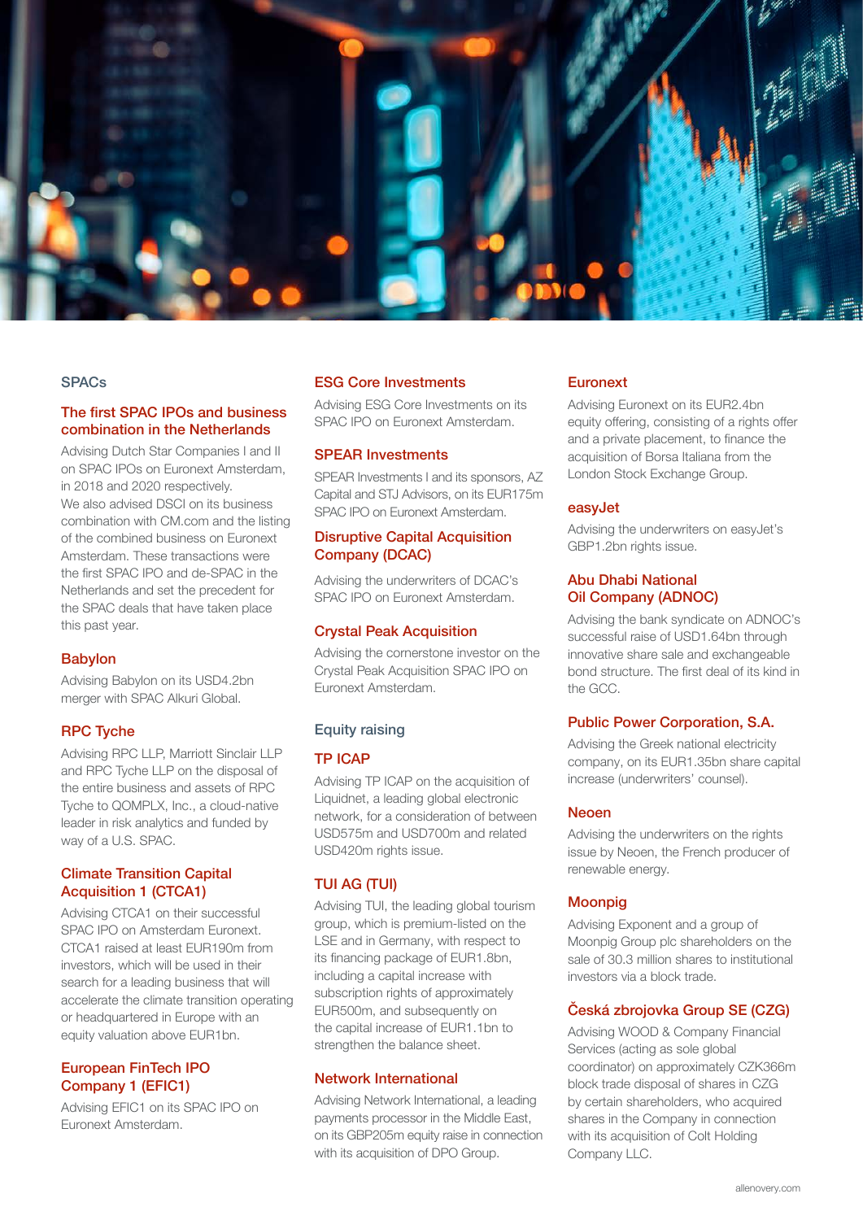## SPACs

### The first SPAC IPOs and business combination in the Netherlands

Advising Dutch Star Companies I and II on SPAC IPOs on Euronext Amsterdam, in 2018 and 2020 respectively. We also advised DSCI on its business combination with CM.com and the listing of the combined business on Euronext Amsterdam. These transactions were the first SPAC IPO and de-SPAC in the Netherlands and set the precedent for the SPAC deals that have taken place this past year.

### Babylon

Advising Babylon on its USD4.2bn merger with SPAC Alkuri Global.

### RPC Tyche

Advising RPC LLP, Marriott Sinclair LLP and RPC Tyche LLP on the disposal of the entire business and assets of RPC Tyche to QOMPLX, Inc., a cloud-native leader in risk analytics and funded by way of a U.S. SPAC.

### Climate Transition Capital Acquisition 1 (CTCA1)

Advising CTCA1 on their successful SPAC IPO on Amsterdam Euronext. CTCA1 raised at least EUR190m from investors, which will be used in their search for a leading business that will accelerate the climate transition operating or headquartered in Europe with an equity valuation above EUR1bn.

### European FinTech IPO Company 1 (EFIC1)

Advising EFIC1 on its SPAC IPO on Euronext Amsterdam.

### ESG Core Investments

Advising ESG Core Investments on its SPAC IPO on Euronext Amsterdam.

### SPEAR Investments

SPEAR Investments I and its sponsors, AZ Capital and STJ Advisors, on its EUR175m SPAC IPO on Euronext Amsterdam.

### Disruptive Capital Acquisition Company (DCAC)

Advising the underwriters of DCAC's SPAC IPO on Euronext Amsterdam.

### Crystal Peak Acquisition

Advising the cornerstone investor on the Crystal Peak Acquisition SPAC IPO on Euronext Amsterdam.

## Equity raising

### TP ICAP

Advising TP ICAP on the acquisition of Liquidnet, a leading global electronic network, for a consideration of between USD575m and USD700m and related USD420m rights issue.

### TUI AG (TUI)

Advising TUI, the leading global tourism group, which is premium-listed on the LSE and in Germany, with respect to its financing package of EUR1.8bn, including a capital increase with subscription rights of approximately EUR500m, and subsequently on the capital increase of EUR1.1bn to strengthen the balance sheet.

### Network International

Advising Network International, a leading payments processor in the Middle East, on its GBP205m equity raise in connection with its acquisition of DPO Group.

### Euronext

Advising Euronext on its EUR2.4bn equity offering, consisting of a rights offer and a private placement, to finance the acquisition of Borsa Italiana from the London Stock Exchange Group.

### easyJet

Advising the underwriters on easyJet's GBP1.2bn rights issue.

### Abu Dhabi National Oil Company (ADNOC)

Advising the bank syndicate on ADNOC's successful raise of USD1.64bn through innovative share sale and exchangeable bond structure. The first deal of its kind in the GCC.

### Public Power Corporation, S.A.

Advising the Greek national electricity company, on its EUR1.35bn share capital increase (underwriters' counsel).

### Neoen

Advising the underwriters on the rights issue by Neoen, the French producer of renewable energy.

### Moonpig

Advising Exponent and a group of Moonpig Group plc shareholders on the sale of 30.3 million shares to institutional investors via a block trade.

### Česká zbrojovka Group SE (CZG)

Advising WOOD & Company Financial Services (acting as sole global coordinator) on approximately CZK366m block trade disposal of shares in CZG by certain shareholders, who acquired shares in the Company in connection with its acquisition of Colt Holding Company LLC.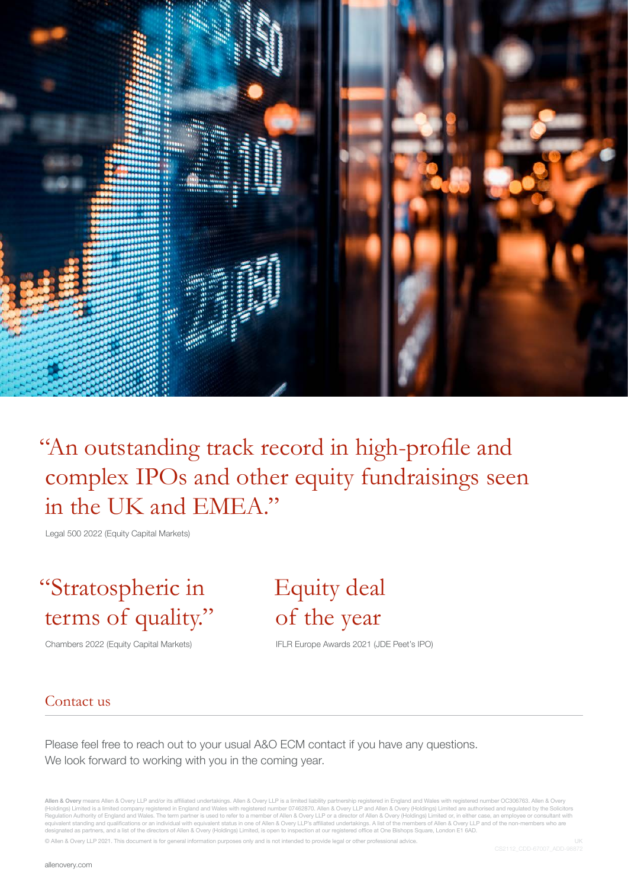"An outstanding track record in high-profile and complex IPOs and other equity fundraisings seen in the UK and EMEA."

Legal 500 2022 (Equity Capital Markets)

"Stratospheric in terms of quality."

Chambers 2022 (Equity Capital Markets)

Equity deal of the year

IFLR Europe Awards 2021 (JDE Peet's IPO)

## Contact us

Please feel free to reach out to your usual A&O ECM contact if you have any questions.
We look forward to working with you in the coming year.

**Allen & Overy** means Allen & Overy LLP and/or its affiliated undertakings. Allen & Overy LLP is a limited liability partnership registered in England and Wales with registered number OC306763. Allen & Overy (Holdings) Limited is a limited company registered in England and Wales with registered number 07462870. Allen & Overy LLP and Allen & Overy (Holdings) Limited are authorised and regulated by the Solicitors Regulation Authority of England and Wales. The term partner is used to refer to a member of Allen & Overy LLP or a director of Allen & Overy (Holdings) Limited or, in either case, an employee or consultant with equivalent standing and qualifications or an individual with equivalent status in one of Allen & Overy LLP's affiliated undertakings. A list of the members of Allen & Overy LLP and of the non-members who are designated as partners, and a list of the directors of Allen & Overy (Holdings) Limited, is open to inspection at our registered office at One Bishops Square, London E1 6AD.

© Allen & Overy LLP 2021. This document is for general information purposes only and is not intended to provide legal or other professional advice.

UK
CS2112_CDD-67007_ADD-98872

allenovery.com